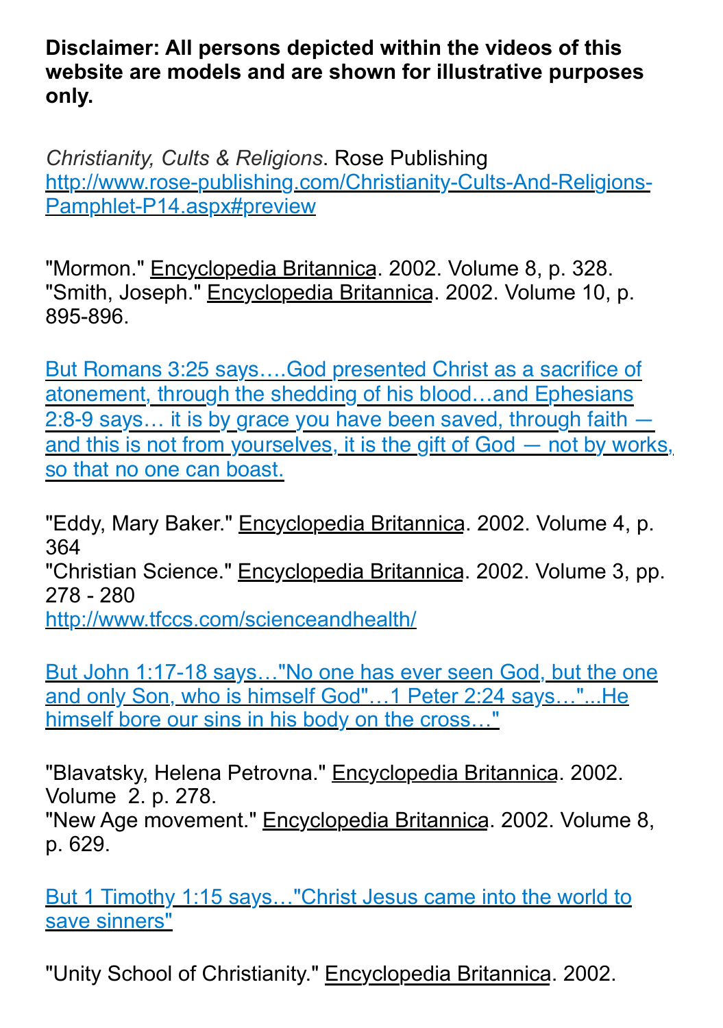**Disclaimer: All persons depicted within the videos of this website are models and are shown for illustrative purposes only.**

*Christianity, Cults & Religions*. Rose Publishing
http://www.rose-publishing.com/Christianity-Cults-And-Religions-Pamphlet-P14.aspx#preview

"Mormon." Encyclopedia Britannica. 2002. Volume 8, p. 328.
"Smith, Joseph." Encyclopedia Britannica. 2002. Volume 10, p. 895-896.

But Romans 3:25 says….God presented Christ as a sacrifice of atonement, through the shedding of his blood…and Ephesians 2:8-9 says… it is by grace you have been saved, through faith — and this is not from yourselves, it is the gift of God — not by works, so that no one can boast.

"Eddy, Mary Baker." Encyclopedia Britannica. 2002. Volume 4, p. 364
"Christian Science." Encyclopedia Britannica. 2002. Volume 3, pp. 278 - 280
http://www.tfccs.com/scienceandhealth/

But John 1:17-18 says…"No one has ever seen God, but the one and only Son, who is himself God"…1 Peter 2:24 says…"...He himself bore our sins in his body on the cross…"

"Blavatsky, Helena Petrovna." Encyclopedia Britannica. 2002. Volume 2. p. 278.
"New Age movement." Encyclopedia Britannica. 2002. Volume 8, p. 629.

But 1 Timothy 1:15 says…"Christ Jesus came into the world to save sinners"

"Unity School of Christianity." Encyclopedia Britannica. 2002.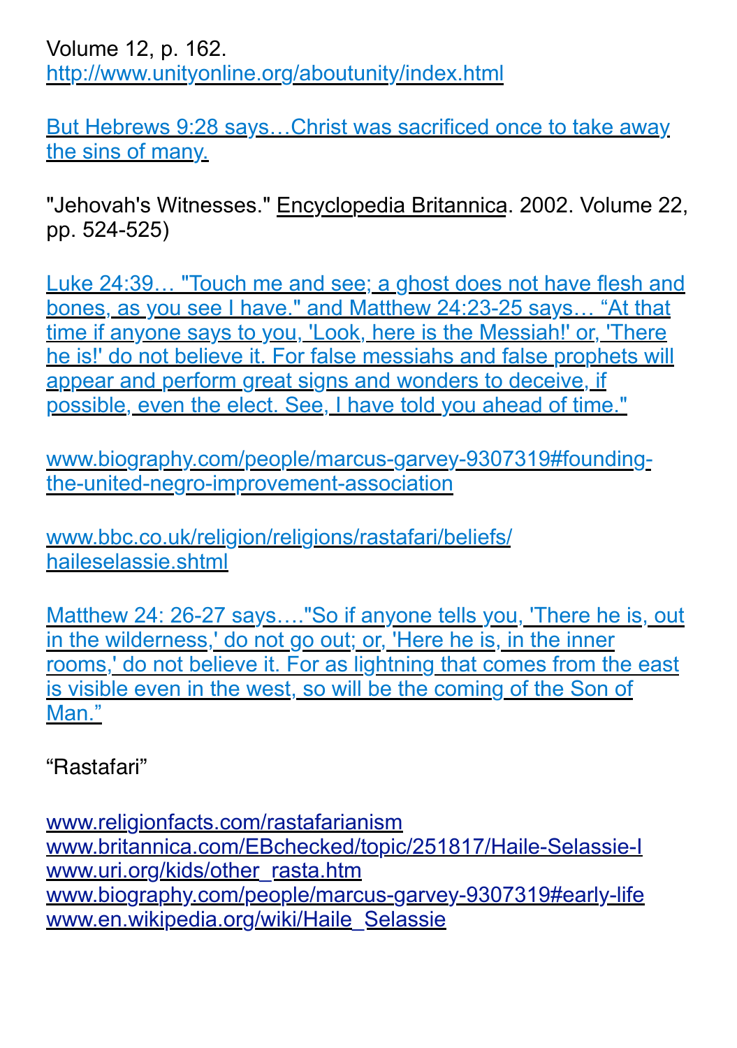Volume 12, p. 162.
http://www.unityonline.org/aboutunity/index.html

But Hebrews 9:28 says…Christ was sacrificed once to take away the sins of many.

"Jehovah's Witnesses." Encyclopedia Britannica. 2002. Volume 22, pp. 524-525)

Luke 24:39… "Touch me and see; a ghost does not have flesh and bones, as you see I have." and Matthew 24:23-25 says… "At that time if anyone says to you, 'Look, here is the Messiah!' or, 'There he is!' do not believe it. For false messiahs and false prophets will appear and perform great signs and wonders to deceive, if possible, even the elect. See, I have told you ahead of time."

www.biography.com/people/marcus-garvey-9307319#founding-the-united-negro-improvement-association

www.bbc.co.uk/religion/religions/rastafari/beliefs/haileselassie.shtml

Matthew 24: 26-27 says…."So if anyone tells you, 'There he is, out in the wilderness,' do not go out; or, 'Here he is, in the inner rooms,' do not believe it. For as lightning that comes from the east is visible even in the west, so will be the coming of the Son of Man."

"Rastafari"

www.religionfacts.com/rastafarianism
www.britannica.com/EBchecked/topic/251817/Haile-Selassie-I
www.uri.org/kids/other_rasta.htm
www.biography.com/people/marcus-garvey-9307319#early-life
www.en.wikipedia.org/wiki/Haile_Selassie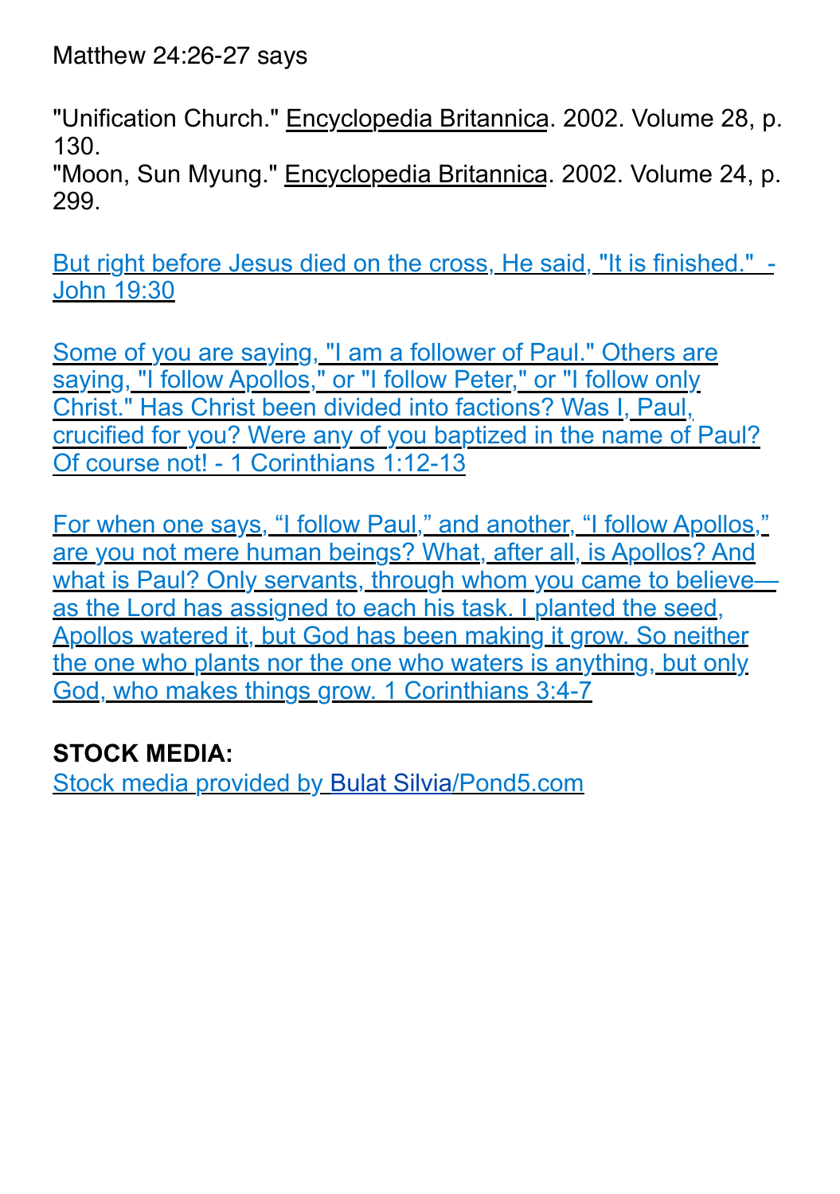Matthew 24:26-27 says

"Unification Church." Encyclopedia Britannica. 2002. Volume 28, p. 130.
"Moon, Sun Myung." Encyclopedia Britannica. 2002. Volume 24, p. 299.

But right before Jesus died on the cross, He said, "It is finished." - John 19:30

Some of you are saying, "I am a follower of Paul." Others are saying, "I follow Apollos," or "I follow Peter," or "I follow only Christ." Has Christ been divided into factions? Was I, Paul, crucified for you? Were any of you baptized in the name of Paul? Of course not! - 1 Corinthians 1:12-13

For when one says, “I follow Paul,” and another, “I follow Apollos,” are you not mere human beings? What, after all, is Apollos? And what is Paul? Only servants, through whom you came to believe—as the Lord has assigned to each his task. I planted the seed, Apollos watered it, but God has been making it grow. So neither the one who plants nor the one who waters is anything, but only God, who makes things grow. 1 Corinthians 3:4-7

**STOCK MEDIA:**
Stock media provided by Bulat Silvia/Pond5.com